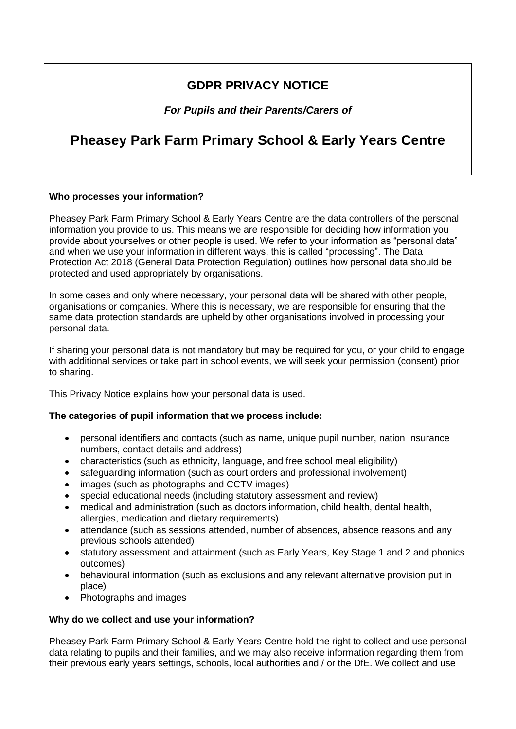# GDPR PRIVACY NOTICE

***For Pupils and their Parents/Carers of***

# Pheasey Park Farm Primary School & Early Years Centre

**Who processes your information?**

Pheasey Park Farm Primary School & Early Years Centre are the data controllers of the personal information you provide to us. This means we are responsible for deciding how information you provide about yourselves or other people is used. We refer to your information as "personal data" and when we use your information in different ways, this is called "processing". The Data Protection Act 2018 (General Data Protection Regulation) outlines how personal data should be protected and used appropriately by organisations.

In some cases and only where necessary, your personal data will be shared with other people, organisations or companies. Where this is necessary, we are responsible for ensuring that the same data protection standards are upheld by other organisations involved in processing your personal data.

If sharing your personal data is not mandatory but may be required for you, or your child to engage with additional services or take part in school events, we will seek your permission (consent) prior to sharing.

This Privacy Notice explains how your personal data is used.

**The categories of pupil information that we process include:**

- personal identifiers and contacts (such as name, unique pupil number, nation Insurance numbers, contact details and address)
- characteristics (such as ethnicity, language, and free school meal eligibility)
- safeguarding information (such as court orders and professional involvement)
- images (such as photographs and CCTV images)
- special educational needs (including statutory assessment and review)
- medical and administration (such as doctors information, child health, dental health, allergies, medication and dietary requirements)
- attendance (such as sessions attended, number of absences, absence reasons and any previous schools attended)
- statutory assessment and attainment (such as Early Years, Key Stage 1 and 2 and phonics outcomes)
- behavioural information (such as exclusions and any relevant alternative provision put in place)
- Photographs and images

**Why do we collect and use your information?**

Pheasey Park Farm Primary School & Early Years Centre hold the right to collect and use personal data relating to pupils and their families, and we may also receive information regarding them from their previous early years settings, schools, local authorities and / or the DfE. We collect and use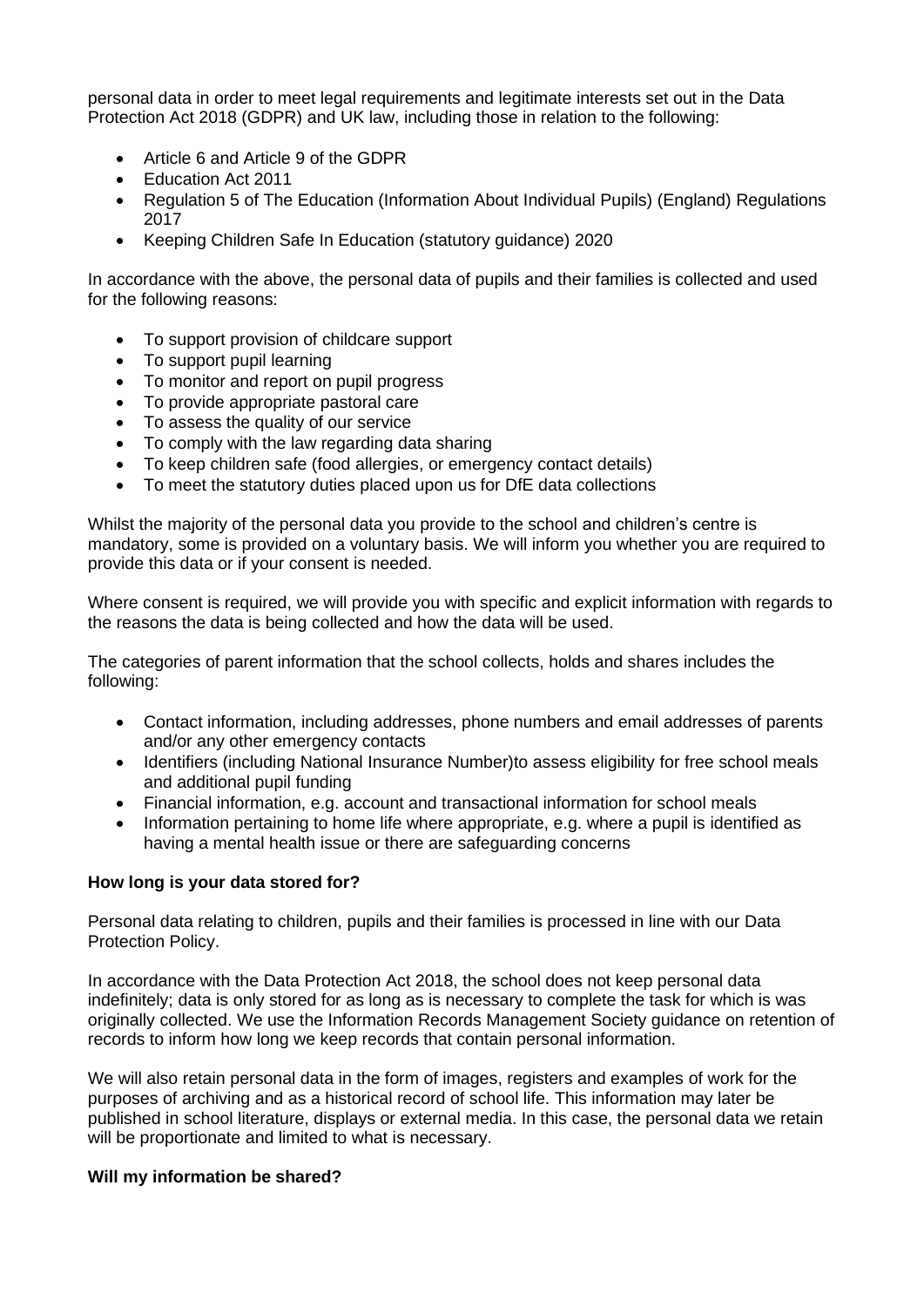personal data in order to meet legal requirements and legitimate interests set out in the Data Protection Act 2018 (GDPR) and UK law, including those in relation to the following:

- Article 6 and Article 9 of the GDPR
- Education Act 2011
- Regulation 5 of The Education (Information About Individual Pupils) (England) Regulations 2017
- Keeping Children Safe In Education (statutory guidance) 2020

In accordance with the above, the personal data of pupils and their families is collected and used for the following reasons:

- To support provision of childcare support
- To support pupil learning
- To monitor and report on pupil progress
- To provide appropriate pastoral care
- To assess the quality of our service
- To comply with the law regarding data sharing
- To keep children safe (food allergies, or emergency contact details)
- To meet the statutory duties placed upon us for DfE data collections

Whilst the majority of the personal data you provide to the school and children's centre is mandatory, some is provided on a voluntary basis. We will inform you whether you are required to provide this data or if your consent is needed.

Where consent is required, we will provide you with specific and explicit information with regards to the reasons the data is being collected and how the data will be used.

The categories of parent information that the school collects, holds and shares includes the following:

- Contact information, including addresses, phone numbers and email addresses of parents and/or any other emergency contacts
- Identifiers (including National Insurance Number)to assess eligibility for free school meals and additional pupil funding
- Financial information, e.g. account and transactional information for school meals
- Information pertaining to home life where appropriate, e.g. where a pupil is identified as having a mental health issue or there are safeguarding concerns

**How long is your data stored for?**

Personal data relating to children, pupils and their families is processed in line with our Data Protection Policy.

In accordance with the Data Protection Act 2018, the school does not keep personal data indefinitely; data is only stored for as long as is necessary to complete the task for which is was originally collected. We use the Information Records Management Society guidance on retention of records to inform how long we keep records that contain personal information.

We will also retain personal data in the form of images, registers and examples of work for the purposes of archiving and as a historical record of school life. This information may later be published in school literature, displays or external media. In this case, the personal data we retain will be proportionate and limited to what is necessary.

**Will my information be shared?**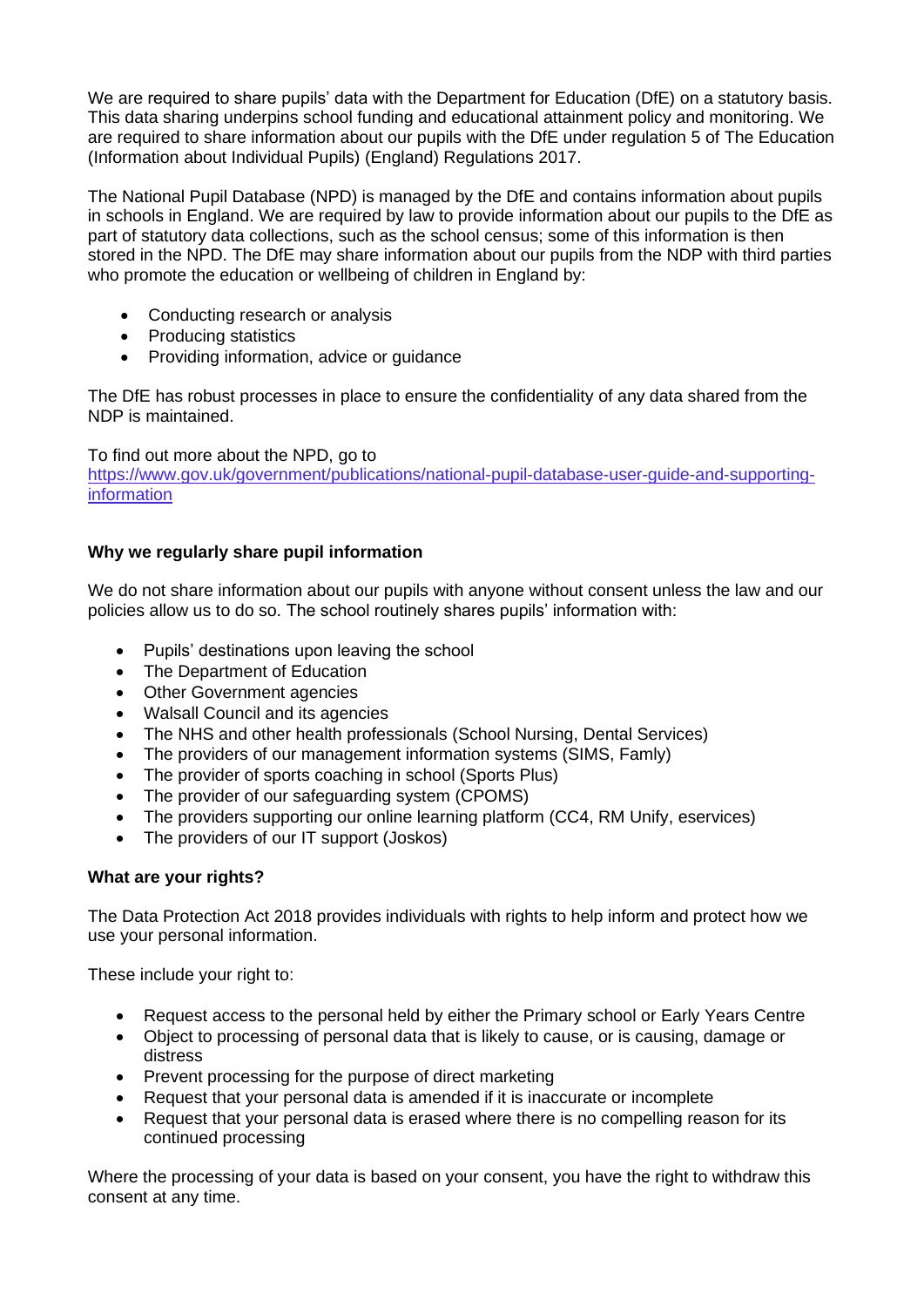We are required to share pupils' data with the Department for Education (DfE) on a statutory basis. This data sharing underpins school funding and educational attainment policy and monitoring. We are required to share information about our pupils with the DfE under regulation 5 of The Education (Information about Individual Pupils) (England) Regulations 2017.

The National Pupil Database (NPD) is managed by the DfE and contains information about pupils in schools in England. We are required by law to provide information about our pupils to the DfE as part of statutory data collections, such as the school census; some of this information is then stored in the NPD. The DfE may share information about our pupils from the NDP with third parties who promote the education or wellbeing of children in England by:

- Conducting research or analysis
- Producing statistics
- Providing information, advice or guidance

The DfE has robust processes in place to ensure the confidentiality of any data shared from the NDP is maintained.

To find out more about the NPD, go to
[https://www.gov.uk/government/publications/national-pupil-database-user-guide-and-supporting-information](https://www.gov.uk/government/publications/national-pupil-database-user-guide-and-supporting-information)

**Why we regularly share pupil information**

We do not share information about our pupils with anyone without consent unless the law and our policies allow us to do so. The school routinely shares pupils' information with:

- Pupils' destinations upon leaving the school
- The Department of Education
- Other Government agencies
- Walsall Council and its agencies
- The NHS and other health professionals (School Nursing, Dental Services)
- The providers of our management information systems (SIMS, Famly)
- The provider of sports coaching in school (Sports Plus)
- The provider of our safeguarding system (CPOMS)
- The providers supporting our online learning platform (CC4, RM Unify, eservices)
- The providers of our IT support (Joskos)

**What are your rights?**

The Data Protection Act 2018 provides individuals with rights to help inform and protect how we use your personal information.

These include your right to:

- Request access to the personal held by either the Primary school or Early Years Centre
- Object to processing of personal data that is likely to cause, or is causing, damage or distress
- Prevent processing for the purpose of direct marketing
- Request that your personal data is amended if it is inaccurate or incomplete
- Request that your personal data is erased where there is no compelling reason for its continued processing

Where the processing of your data is based on your consent, you have the right to withdraw this consent at any time.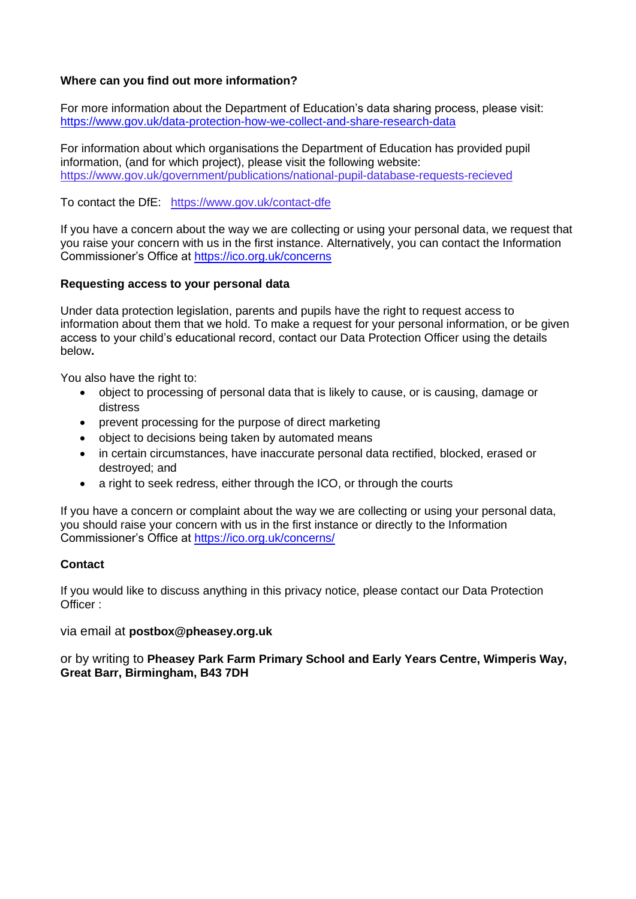**Where can you find out more information?**

For more information about the Department of Education's data sharing process, please visit: https://www.gov.uk/data-protection-how-we-collect-and-share-research-data

For information about which organisations the Department of Education has provided pupil information, (and for which project), please visit the following website: https://www.gov.uk/government/publications/national-pupil-database-requests-recieved

To contact the DfE: https://www.gov.uk/contact-dfe

If you have a concern about the way we are collecting or using your personal data, we request that you raise your concern with us in the first instance. Alternatively, you can contact the Information Commissioner's Office at https://ico.org.uk/concerns

**Requesting access to your personal data**

Under data protection legislation, parents and pupils have the right to request access to information about them that we hold. To make a request for your personal information, or be given access to your child's educational record, contact our Data Protection Officer using the details below**.**

You also have the right to:

- object to processing of personal data that is likely to cause, or is causing, damage or distress
- prevent processing for the purpose of direct marketing
- object to decisions being taken by automated means
- in certain circumstances, have inaccurate personal data rectified, blocked, erased or destroyed; and
- a right to seek redress, either through the ICO, or through the courts

If you have a concern or complaint about the way we are collecting or using your personal data, you should raise your concern with us in the first instance or directly to the Information Commissioner's Office at https://ico.org.uk/concerns/

**Contact**

If you would like to discuss anything in this privacy notice, please contact our Data Protection Officer :

via email at **postbox@pheasey.org.uk**

or by writing to **Pheasey Park Farm Primary School and Early Years Centre, Wimperis Way, Great Barr, Birmingham, B43 7DH**